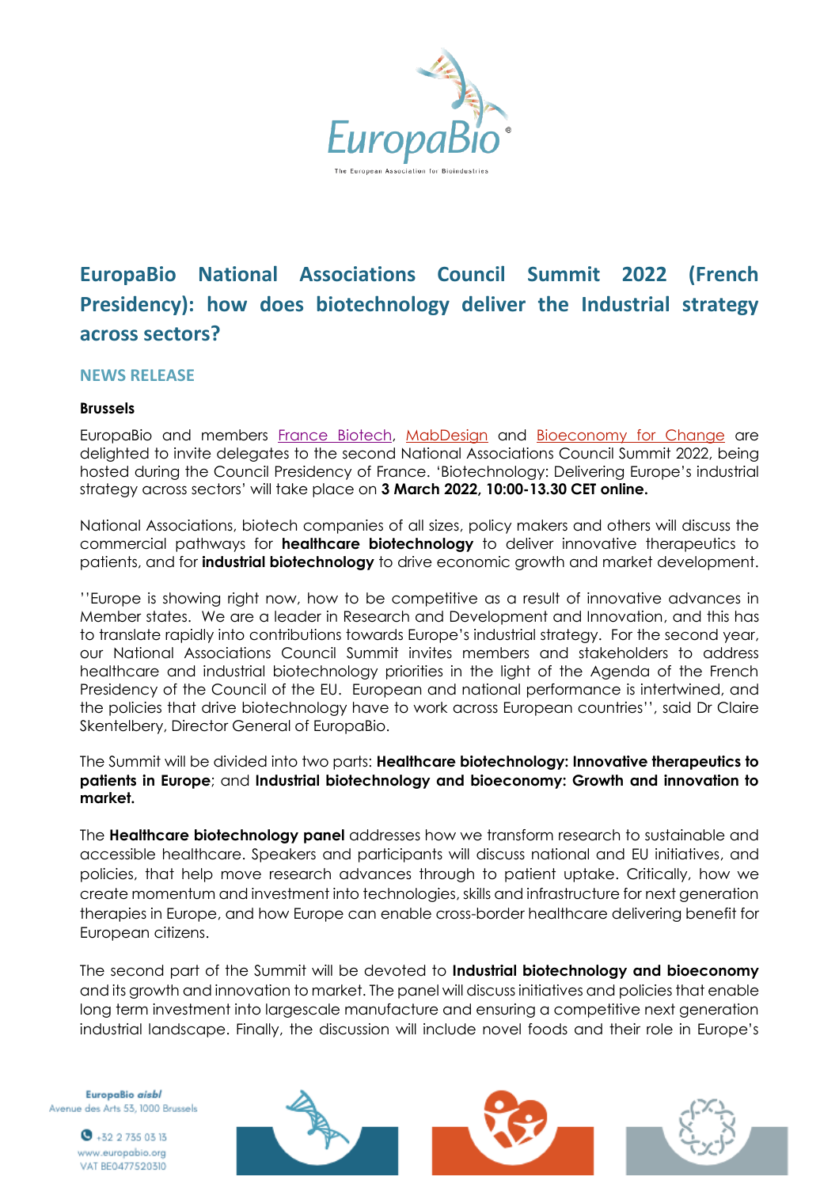# EuropaBio National Associations Council Summit 2022 (French Presidency): how does biotechnology deliver the Industrial strategy across sectors?

## NEWS RELEASE

**Brussels**

EuropaBio and members France Biotech, MabDesign and Bioeconomy for Change are delighted to invite delegates to the second National Associations Council Summit 2022, being hosted during the Council Presidency of France. 'Biotechnology: Delivering Europe's industrial strategy across sectors' will take place on **3 March 2022, 10:00-13.30 CET online.**

National Associations, biotech companies of all sizes, policy makers and others will discuss the commercial pathways for **healthcare biotechnology** to deliver innovative therapeutics to patients, and for **industrial biotechnology** to drive economic growth and market development.

''Europe is showing right now, how to be competitive as a result of innovative advances in Member states. We are a leader in Research and Development and Innovation, and this has to translate rapidly into contributions towards Europe's industrial strategy. For the second year, our National Associations Council Summit invites members and stakeholders to address healthcare and industrial biotechnology priorities in the light of the Agenda of the French Presidency of the Council of the EU. European and national performance is intertwined, and the policies that drive biotechnology have to work across European countries'', said Dr Claire Skentelbery, Director General of EuropaBio.

The Summit will be divided into two parts: **Healthcare biotechnology: Innovative therapeutics to patients in Europe**; and **Industrial biotechnology and bioeconomy: Growth and innovation to market.**

The **Healthcare biotechnology panel** addresses how we transform research to sustainable and accessible healthcare. Speakers and participants will discuss national and EU initiatives, and policies, that help move research advances through to patient uptake. Critically, how we create momentum and investment into technologies, skills and infrastructure for next generation therapies in Europe, and how Europe can enable cross-border healthcare delivering benefit for European citizens.

The second part of the Summit will be devoted to **Industrial biotechnology and bioeconomy** and its growth and innovation to market. The panel will discuss initiatives and policies that enable long term investment into largescale manufacture and ensuring a competitive next generation industrial landscape. Finally, the discussion will include novel foods and their role in Europe's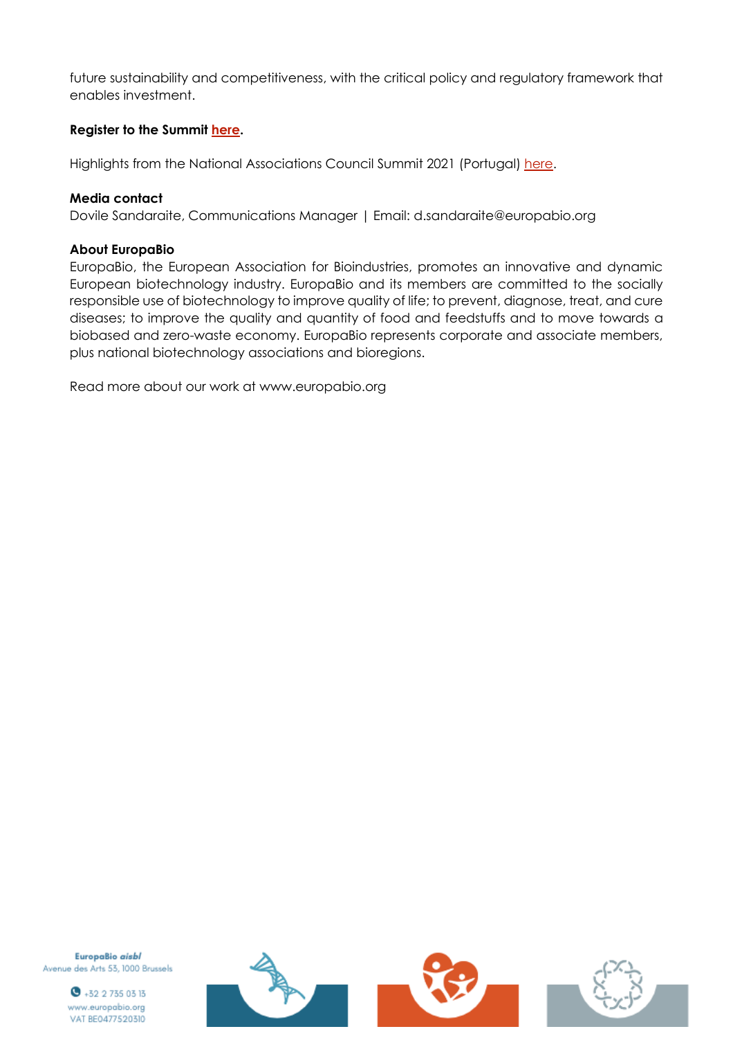future sustainability and competitiveness, with the critical policy and regulatory framework that enables investment.

**Register to the Summit here.**

Highlights from the National Associations Council Summit 2021 (Portugal) here.

**Media contact**
Dovile Sandaraite, Communications Manager | Email: d.sandaraite@europabio.org

**About EuropaBio**
EuropaBio, the European Association for Bioindustries, promotes an innovative and dynamic European biotechnology industry. EuropaBio and its members are committed to the socially responsible use of biotechnology to improve quality of life; to prevent, diagnose, treat, and cure diseases; to improve the quality and quantity of food and feedstuffs and to move towards a biobased and zero-waste economy. EuropaBio represents corporate and associate members, plus national biotechnology associations and bioregions.

Read more about our work at www.europabio.org

EuropaBio *aisbl*
Avenue des Arts 53, 1000 Brussels
+32 2 735 03 13
www.europabio.org
VAT BE0477520310